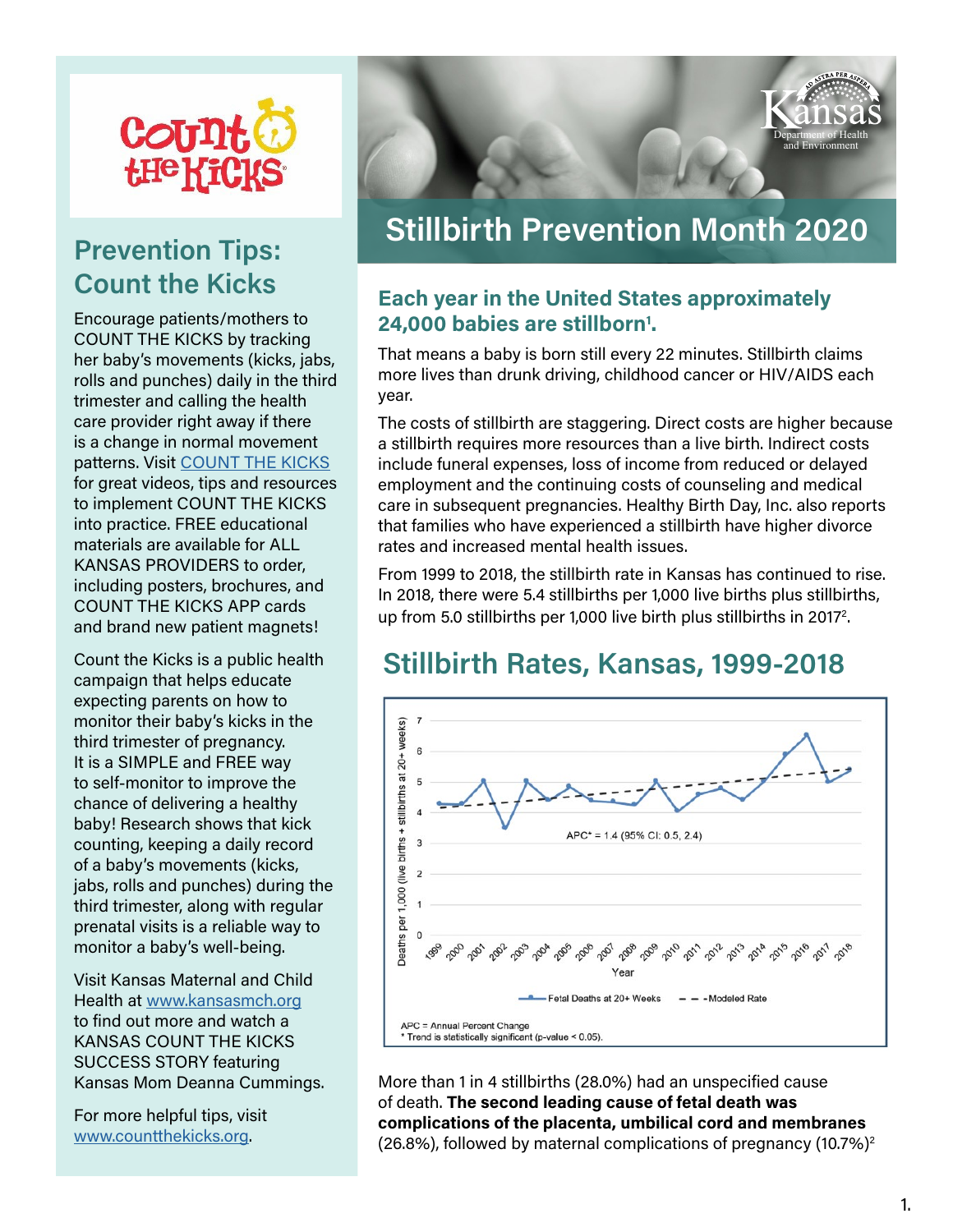# Stillbirth Prevention Month 2020

## Each year in the United States approximately 24,000 babies are stillborn[1].

That means a baby is born still every 22 minutes. Stillbirth claims more lives than drunk driving, childhood cancer or HIV/AIDS each year.

The costs of stillbirth are staggering. Direct costs are higher because a stillbirth requires more resources than a live birth. Indirect costs include funeral expenses, loss of income from reduced or delayed employment and the continuing costs of counseling and medical care in subsequent pregnancies. Healthy Birth Day, Inc. also reports that families who have experienced a stillbirth have higher divorce rates and increased mental health issues.

From 1999 to 2018, the stillbirth rate in Kansas has continued to rise. In 2018, there were 5.4 stillbirths per 1,000 live births plus stillbirths, up from 5.0 stillbirths per 1,000 live birth plus stillbirths in 2017[2].

## Stillbirth Rates, Kansas, 1999-2018

APC* = 1.4 (95% CI: 0.5, 2.4)

Fetal Deaths at 20+ Weeks — Modeled Rate

APC = Annual Percent Change
\* Trend is statistically significant (p-value < 0.05).

More than 1 in 4 stillbirths (28.0%) had an unspecified cause of death. **The second leading cause of fetal death was complications of the placenta, umbilical cord and membranes** (26.8%), followed by maternal complications of pregnancy (10.7%)[2]

## Prevention Tips: Count the Kicks

Encourage patients/mothers to COUNT THE KICKS by tracking her baby's movements (kicks, jabs, rolls and punches) daily in the third trimester and calling the health care provider right away if there is a change in normal movement patterns. Visit COUNT THE KICKS for great videos, tips and resources to implement COUNT THE KICKS into practice. FREE educational materials are available for ALL KANSAS PROVIDERS to order, including posters, brochures, and COUNT THE KICKS APP cards and brand new patient magnets!

Count the Kicks is a public health campaign that helps educate expecting parents on how to monitor their baby's kicks in the third trimester of pregnancy. It is a SIMPLE and FREE way to self-monitor to improve the chance of delivering a healthy baby! Research shows that kick counting, keeping a daily record of a baby's movements (kicks, jabs, rolls and punches) during the third trimester, along with regular prenatal visits is a reliable way to monitor a baby's well-being.

Visit Kansas Maternal and Child Health at www.kansasmch.org to find out more and watch a KANSAS COUNT THE KICKS SUCCESS STORY featuring Kansas Mom Deanna Cummings.

For more helpful tips, visit www.countthekicks.org.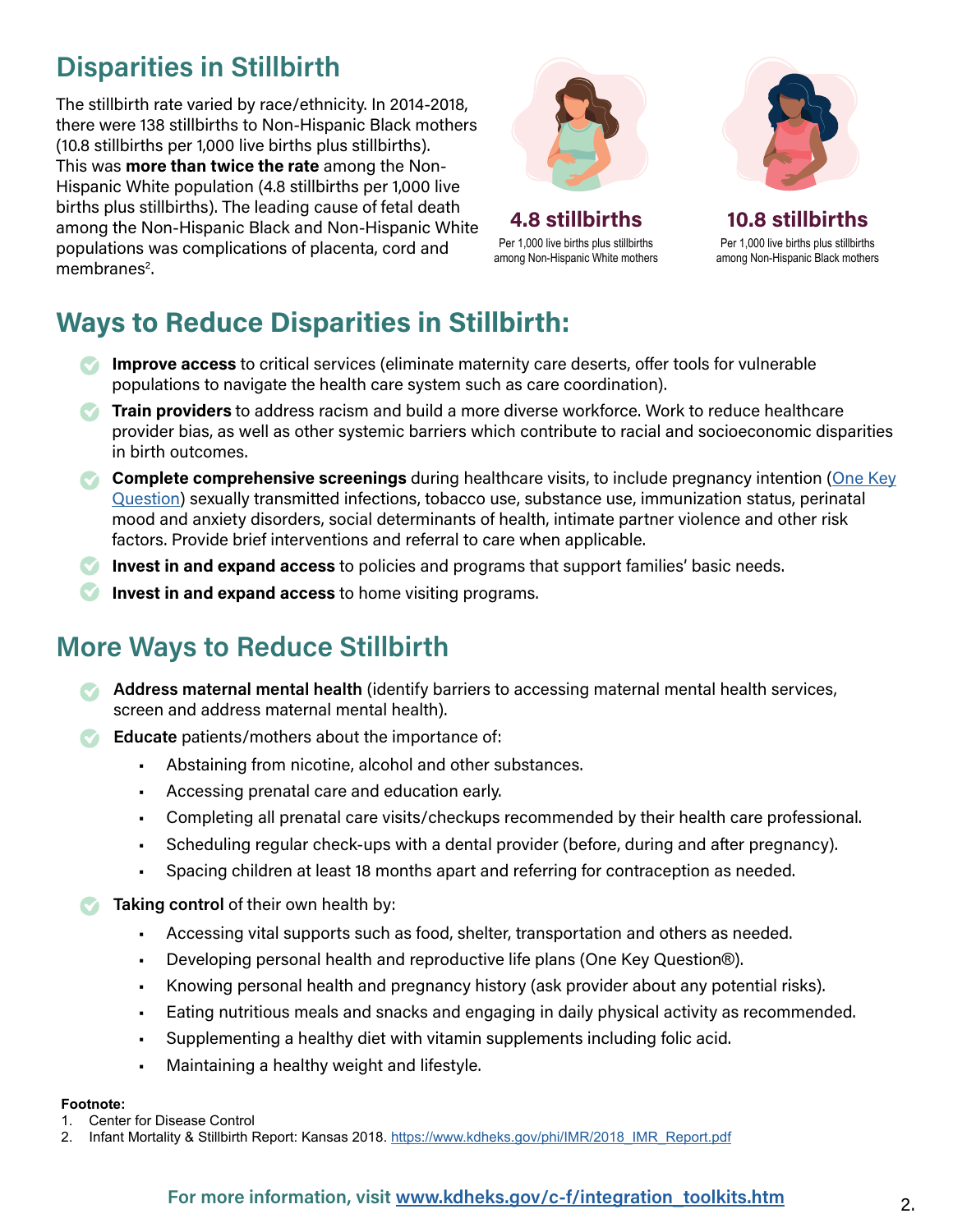## Disparities in Stillbirth

The stillbirth rate varied by race/ethnicity. In 2014-2018, there were 138 stillbirths to Non-Hispanic Black mothers (10.8 stillbirths per 1,000 live births plus stillbirths). This was **more than twice the rate** among the Non-Hispanic White population (4.8 stillbirths per 1,000 live births plus stillbirths). The leading cause of fetal death among the Non-Hispanic Black and Non-Hispanic White populations was complications of placenta, cord and membranes[2].

**4.8 stillbirths**
Per 1,000 live births plus stillbirths among Non-Hispanic White mothers

**10.8 stillbirths**
Per 1,000 live births plus stillbirths among Non-Hispanic Black mothers

## Ways to Reduce Disparities in Stillbirth:

- **Improve access** to critical services (eliminate maternity care deserts, offer tools for vulnerable populations to navigate the health care system such as care coordination).
- **Train providers** to address racism and build a more diverse workforce. Work to reduce healthcare provider bias, as well as other systemic barriers which contribute to racial and socioeconomic disparities in birth outcomes.
- **Complete comprehensive screenings** during healthcare visits, to include pregnancy intention (One Key Question) sexually transmitted infections, tobacco use, substance use, immunization status, perinatal mood and anxiety disorders, social determinants of health, intimate partner violence and other risk factors. Provide brief interventions and referral to care when applicable.
- **Invest in and expand access** to policies and programs that support families' basic needs.
- **Invest in and expand access** to home visiting programs.

## More Ways to Reduce Stillbirth

- **Address maternal mental health** (identify barriers to accessing maternal mental health services, screen and address maternal mental health).
- **Educate** patients/mothers about the importance of:
  - Abstaining from nicotine, alcohol and other substances.
  - Accessing prenatal care and education early.
  - Completing all prenatal care visits/checkups recommended by their health care professional.
  - Scheduling regular check-ups with a dental provider (before, during and after pregnancy).
  - Spacing children at least 18 months apart and referring for contraception as needed.
- **Taking control** of their own health by:
  - Accessing vital supports such as food, shelter, transportation and others as needed.
  - Developing personal health and reproductive life plans (One Key Question®).
  - Knowing personal health and pregnancy history (ask provider about any potential risks).
  - Eating nutritious meals and snacks and engaging in daily physical activity as recommended.
  - Supplementing a healthy diet with vitamin supplements including folic acid.
  - Maintaining a healthy weight and lifestyle.

**Footnote:**

1. Center for Disease Control
2. Infant Mortality & Stillbirth Report: Kansas 2018. https://www.kdheks.gov/phi/IMR/2018_IMR_Report.pdf

**For more information, visit www.kdheks.gov/c-f/integration_toolkits.htm**